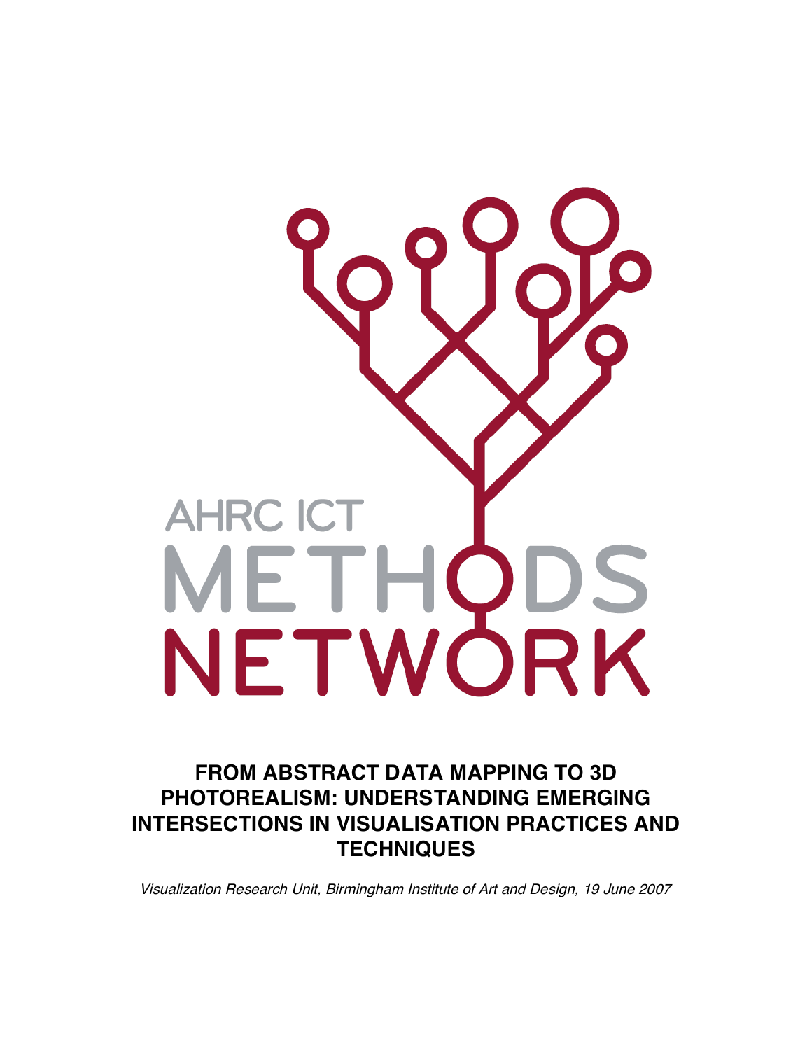AHRC ICT METHODS NETWORK

# FROM ABSTRACT DATA MAPPING TO 3D PHOTOREALISM: UNDERSTANDING EMERGING INTERSECTIONS IN VISUALISATION PRACTICES AND TECHNIQUES

*Visualization Research Unit, Birmingham Institute of Art and Design, 19 June 2007*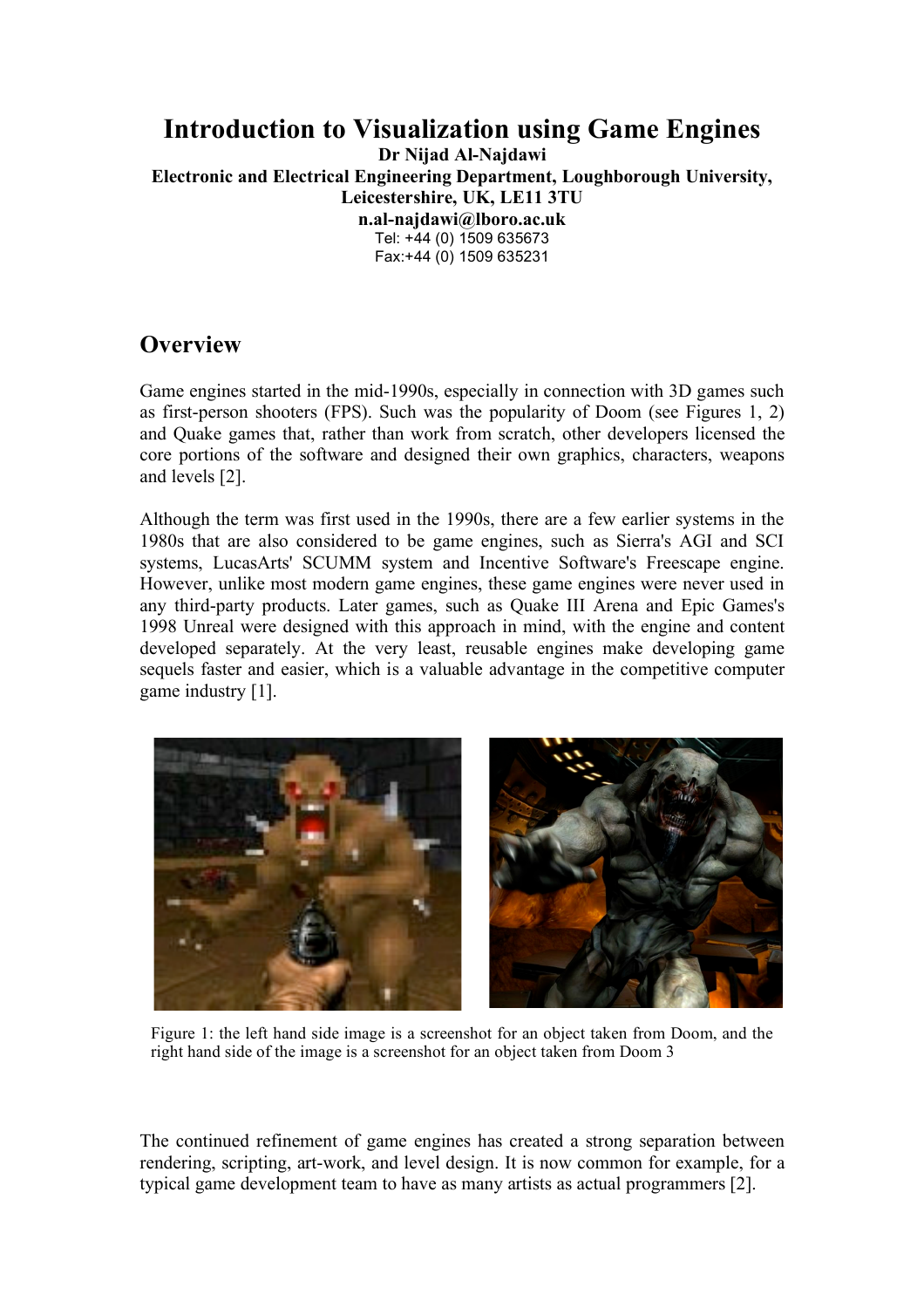# Introduction to Visualization using Game Engines

**Dr Nijad Al-Najdawi**

**Electronic and Electrical Engineering Department, Loughborough University, Leicestershire, UK, LE11 3TU**

**n.al-najdawi@lboro.ac.uk**

Tel: +44 (0) 1509 635673

Fax:+44 (0) 1509 635231

## Overview

Game engines started in the mid-1990s, especially in connection with 3D games such as first-person shooters (FPS). Such was the popularity of Doom (see Figures 1, 2) and Quake games that, rather than work from scratch, other developers licensed the core portions of the software and designed their own graphics, characters, weapons and levels [2].

Although the term was first used in the 1990s, there are a few earlier systems in the 1980s that are also considered to be game engines, such as Sierra's AGI and SCI systems, LucasArts' SCUMM system and Incentive Software's Freescape engine. However, unlike most modern game engines, these game engines were never used in any third-party products. Later games, such as Quake III Arena and Epic Games's 1998 Unreal were designed with this approach in mind, with the engine and content developed separately. At the very least, reusable engines make developing game sequels faster and easier, which is a valuable advantage in the competitive computer game industry [1].

Figure 1: the left hand side image is a screenshot for an object taken from Doom, and the right hand side of the image is a screenshot for an object taken from Doom 3

The continued refinement of game engines has created a strong separation between rendering, scripting, art-work, and level design. It is now common for example, for a typical game development team to have as many artists as actual programmers [2].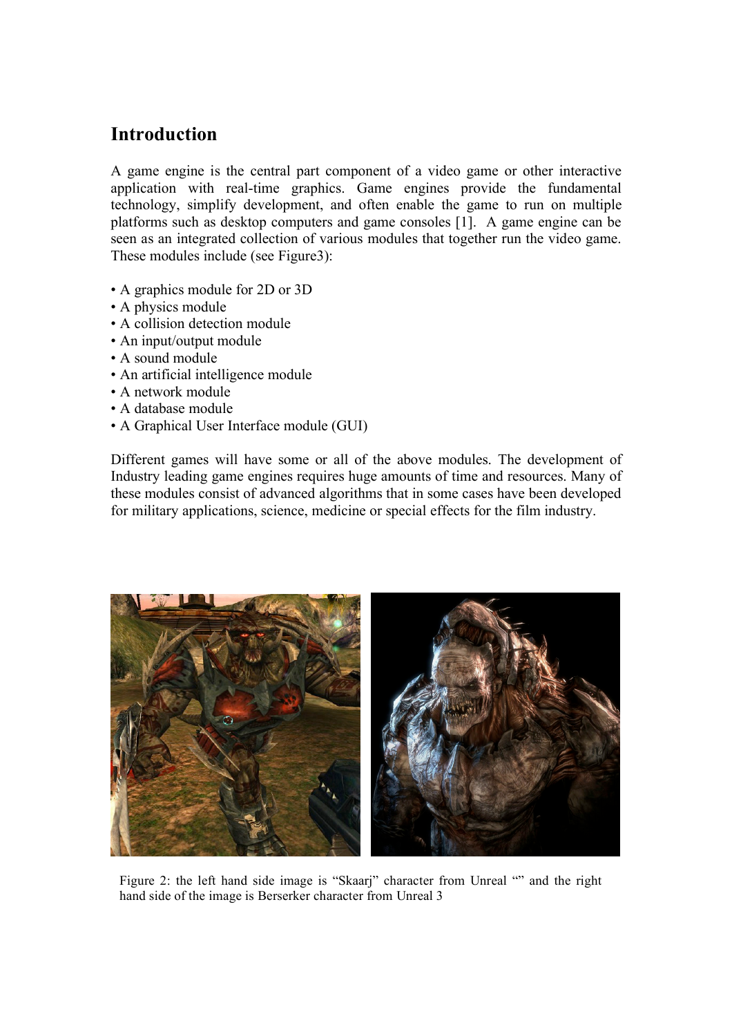## Introduction

A game engine is the central part component of a video game or other interactive application with real-time graphics. Game engines provide the fundamental technology, simplify development, and often enable the game to run on multiple platforms such as desktop computers and game consoles [1]. A game engine can be seen as an integrated collection of various modules that together run the video game. These modules include (see Figure3):

- A graphics module for 2D or 3D
- A physics module
- A collision detection module
- An input/output module
- A sound module
- An artificial intelligence module
- A network module
- A database module
- A Graphical User Interface module (GUI)

Different games will have some or all of the above modules. The development of Industry leading game engines requires huge amounts of time and resources. Many of these modules consist of advanced algorithms that in some cases have been developed for military applications, science, medicine or special effects for the film industry.

Figure 2: the left hand side image is "Skaarj" character from Unreal "" and the right hand side of the image is Berserker character from Unreal 3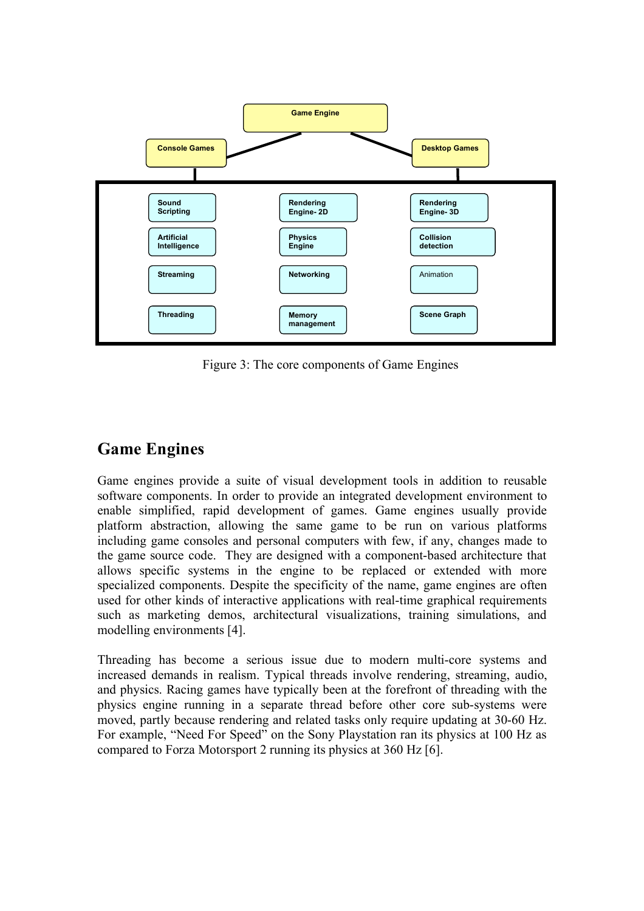Figure 3: The core components of Game Engines

## Game Engines

Game engines provide a suite of visual development tools in addition to reusable software components. In order to provide an integrated development environment to enable simplified, rapid development of games. Game engines usually provide platform abstraction, allowing the same game to be run on various platforms including game consoles and personal computers with few, if any, changes made to the game source code. They are designed with a component-based architecture that allows specific systems in the engine to be replaced or extended with more specialized components. Despite the specificity of the name, game engines are often used for other kinds of interactive applications with real-time graphical requirements such as marketing demos, architectural visualizations, training simulations, and modelling environments [4].

Threading has become a serious issue due to modern multi-core systems and increased demands in realism. Typical threads involve rendering, streaming, audio, and physics. Racing games have typically been at the forefront of threading with the physics engine running in a separate thread before other core sub-systems were moved, partly because rendering and related tasks only require updating at 30-60 Hz. For example, "Need For Speed" on the Sony Playstation ran its physics at 100 Hz as compared to Forza Motorsport 2 running its physics at 360 Hz [6].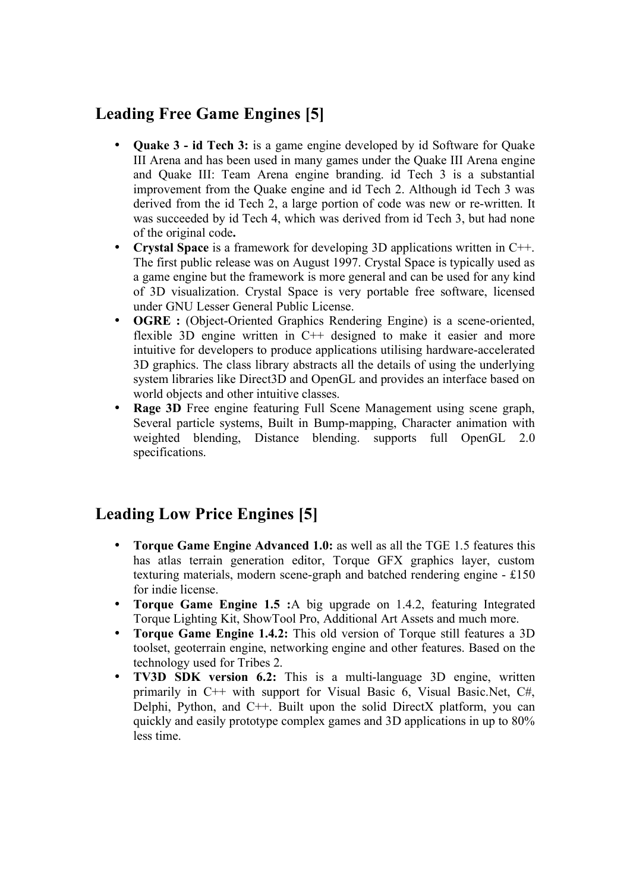## Leading Free Game Engines [5]

- **Quake 3 - id Tech 3:** is a game engine developed by id Software for Quake III Arena and has been used in many games under the Quake III Arena engine and Quake III: Team Arena engine branding. id Tech 3 is a substantial improvement from the Quake engine and id Tech 2. Although id Tech 3 was derived from the id Tech 2, a large portion of code was new or re-written. It was succeeded by id Tech 4, which was derived from id Tech 3, but had none of the original code**.**
- **Crystal Space** is a framework for developing 3D applications written in C++. The first public release was on August 1997. Crystal Space is typically used as a game engine but the framework is more general and can be used for any kind of 3D visualization. Crystal Space is very portable free software, licensed under GNU Lesser General Public License.
- **OGRE :** (Object-Oriented Graphics Rendering Engine) is a scene-oriented, flexible 3D engine written in C++ designed to make it easier and more intuitive for developers to produce applications utilising hardware-accelerated 3D graphics. The class library abstracts all the details of using the underlying system libraries like Direct3D and OpenGL and provides an interface based on world objects and other intuitive classes.
- **Rage 3D** Free engine featuring Full Scene Management using scene graph, Several particle systems, Built in Bump-mapping, Character animation with weighted blending, Distance blending. supports full OpenGL 2.0 specifications.

## Leading Low Price Engines [5]

- **Torque Game Engine Advanced 1.0:** as well as all the TGE 1.5 features this has atlas terrain generation editor, Torque GFX graphics layer, custom texturing materials, modern scene-graph and batched rendering engine - £150 for indie license.
- **Torque Game Engine 1.5 :**A big upgrade on 1.4.2, featuring Integrated Torque Lighting Kit, ShowTool Pro, Additional Art Assets and much more.
- **Torque Game Engine 1.4.2:** This old version of Torque still features a 3D toolset, geoterrain engine, networking engine and other features. Based on the technology used for Tribes 2.
- **TV3D SDK version 6.2:** This is a multi-language 3D engine, written primarily in C++ with support for Visual Basic 6, Visual Basic.Net, C#, Delphi, Python, and C++. Built upon the solid DirectX platform, you can quickly and easily prototype complex games and 3D applications in up to 80% less time.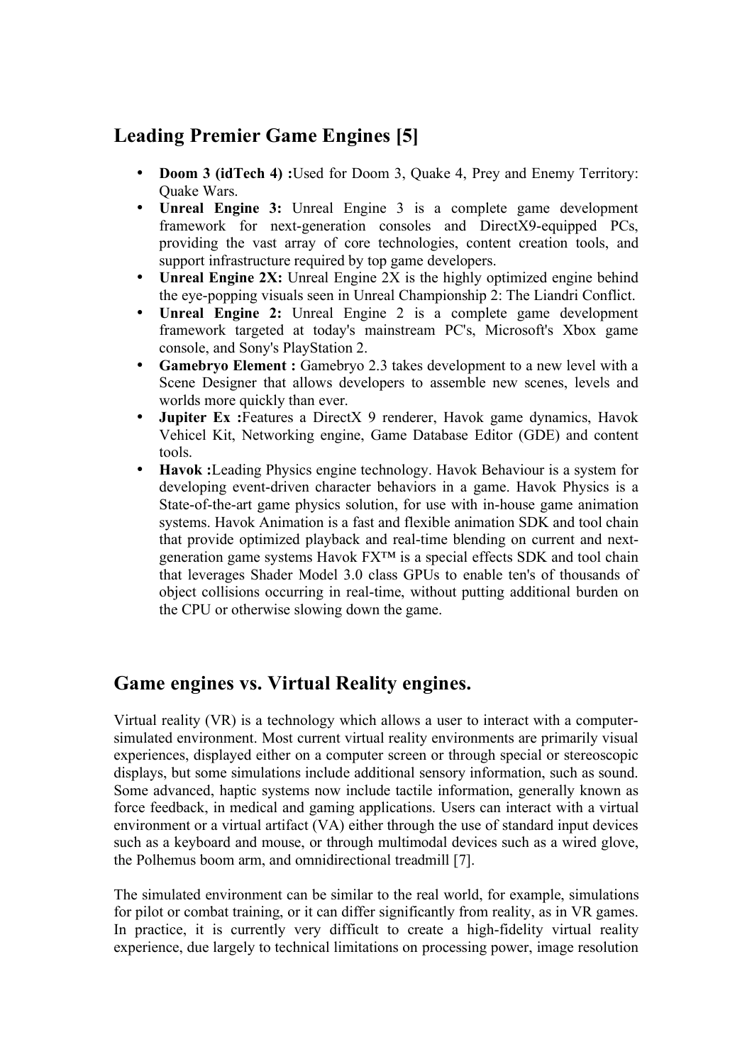## Leading Premier Game Engines [5]

- **Doom 3 (idTech 4) :**Used for Doom 3, Quake 4, Prey and Enemy Territory: Quake Wars.
- **Unreal Engine 3:** Unreal Engine 3 is a complete game development framework for next-generation consoles and DirectX9-equipped PCs, providing the vast array of core technologies, content creation tools, and support infrastructure required by top game developers.
- **Unreal Engine 2X:** Unreal Engine 2X is the highly optimized engine behind the eye-popping visuals seen in Unreal Championship 2: The Liandri Conflict.
- **Unreal Engine 2:** Unreal Engine 2 is a complete game development framework targeted at today's mainstream PC's, Microsoft's Xbox game console, and Sony's PlayStation 2.
- **Gamebryo Element :** Gamebryo 2.3 takes development to a new level with a Scene Designer that allows developers to assemble new scenes, levels and worlds more quickly than ever.
- **Jupiter Ex :**Features a DirectX 9 renderer, Havok game dynamics, Havok Vehicel Kit, Networking engine, Game Database Editor (GDE) and content tools.
- **Havok :**Leading Physics engine technology. Havok Behaviour is a system for developing event-driven character behaviors in a game. Havok Physics is a State-of-the-art game physics solution, for use with in-house game animation systems. Havok Animation is a fast and flexible animation SDK and tool chain that provide optimized playback and real-time blending on current and next-generation game systems Havok FX™ is a special effects SDK and tool chain that leverages Shader Model 3.0 class GPUs to enable ten's of thousands of object collisions occurring in real-time, without putting additional burden on the CPU or otherwise slowing down the game.

## Game engines vs. Virtual Reality engines.

Virtual reality (VR) is a technology which allows a user to interact with a computer-simulated environment. Most current virtual reality environments are primarily visual experiences, displayed either on a computer screen or through special or stereoscopic displays, but some simulations include additional sensory information, such as sound. Some advanced, haptic systems now include tactile information, generally known as force feedback, in medical and gaming applications. Users can interact with a virtual environment or a virtual artifact (VA) either through the use of standard input devices such as a keyboard and mouse, or through multimodal devices such as a wired glove, the Polhemus boom arm, and omnidirectional treadmill [7].

The simulated environment can be similar to the real world, for example, simulations for pilot or combat training, or it can differ significantly from reality, as in VR games. In practice, it is currently very difficult to create a high-fidelity virtual reality experience, due largely to technical limitations on processing power, image resolution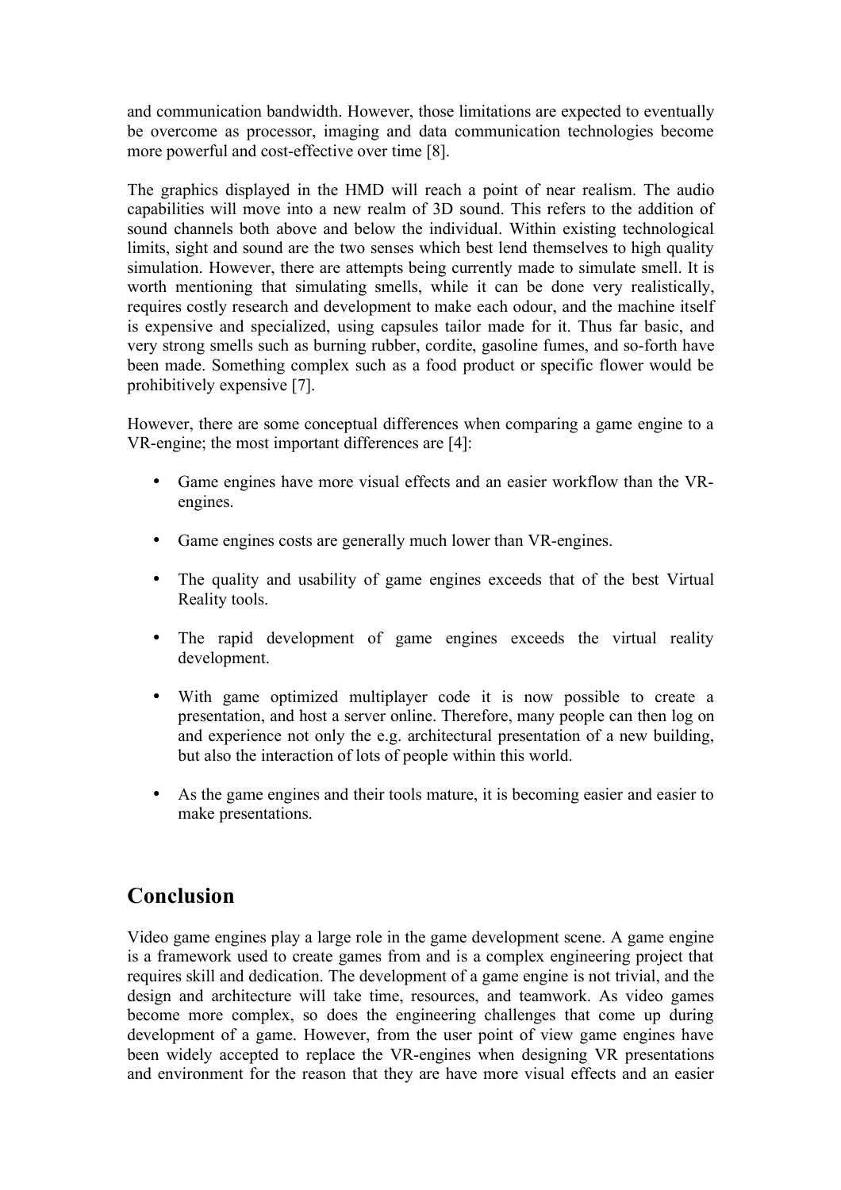and communication bandwidth. However, those limitations are expected to eventually be overcome as processor, imaging and data communication technologies become more powerful and cost-effective over time [8].

The graphics displayed in the HMD will reach a point of near realism. The audio capabilities will move into a new realm of 3D sound. This refers to the addition of sound channels both above and below the individual. Within existing technological limits, sight and sound are the two senses which best lend themselves to high quality simulation. However, there are attempts being currently made to simulate smell. It is worth mentioning that simulating smells, while it can be done very realistically, requires costly research and development to make each odour, and the machine itself is expensive and specialized, using capsules tailor made for it. Thus far basic, and very strong smells such as burning rubber, cordite, gasoline fumes, and so-forth have been made. Something complex such as a food product or specific flower would be prohibitively expensive [7].

However, there are some conceptual differences when comparing a game engine to a VR-engine; the most important differences are [4]:

- Game engines have more visual effects and an easier workflow than the VR-engines.
- Game engines costs are generally much lower than VR-engines.
- The quality and usability of game engines exceeds that of the best Virtual Reality tools.
- The rapid development of game engines exceeds the virtual reality development.
- With game optimized multiplayer code it is now possible to create a presentation, and host a server online. Therefore, many people can then log on and experience not only the e.g. architectural presentation of a new building, but also the interaction of lots of people within this world.
- As the game engines and their tools mature, it is becoming easier and easier to make presentations.

## Conclusion

Video game engines play a large role in the game development scene. A game engine is a framework used to create games from and is a complex engineering project that requires skill and dedication. The development of a game engine is not trivial, and the design and architecture will take time, resources, and teamwork. As video games become more complex, so does the engineering challenges that come up during development of a game. However, from the user point of view game engines have been widely accepted to replace the VR-engines when designing VR presentations and environment for the reason that they are have more visual effects and an easier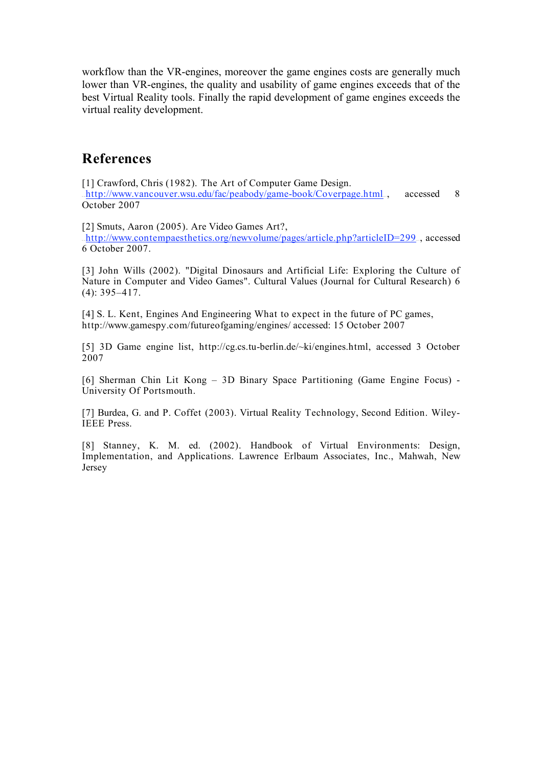workflow than the VR-engines, moreover the game engines costs are generally much lower than VR-engines, the quality and usability of game engines exceeds that of the best Virtual Reality tools. Finally the rapid development of game engines exceeds the virtual reality development.

## References

[1] Crawford, Chris (1982). The Art of Computer Game Design. http://www.vancouver.wsu.edu/fac/peabody/game-book/Coverpage.html , accessed 8 October 2007

[2] Smuts, Aaron (2005). Are Video Games Art?, http://www.contempaesthetics.org/newvolume/pages/article.php?articleID=299 , accessed 6 October 2007.

[3] John Wills (2002). "Digital Dinosaurs and Artificial Life: Exploring the Culture of Nature in Computer and Video Games". Cultural Values (Journal for Cultural Research) 6 (4): 395–417.

[4] S. L. Kent, Engines And Engineering What to expect in the future of PC games, http://www.gamespy.com/futureofgaming/engines/ accessed: 15 October 2007

[5] 3D Game engine list, http://cg.cs.tu-berlin.de/~ki/engines.html, accessed 3 October 2007

[6] Sherman Chin Lit Kong – 3D Binary Space Partitioning (Game Engine Focus) - University Of Portsmouth.

[7] Burdea, G. and P. Coffet (2003). Virtual Reality Technology, Second Edition. Wiley-IEEE Press.

[8] Stanney, K. M. ed. (2002). Handbook of Virtual Environments: Design, Implementation, and Applications. Lawrence Erlbaum Associates, Inc., Mahwah, New Jersey